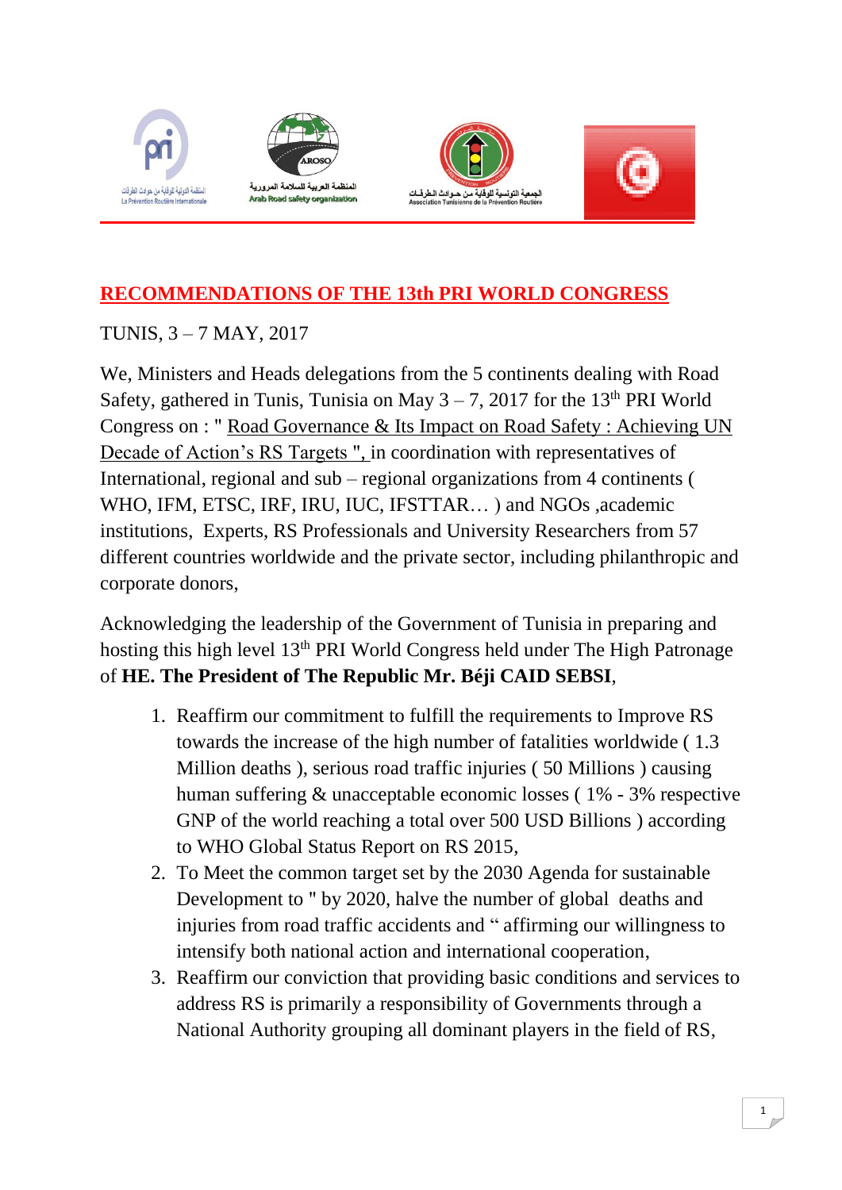# RECOMMENDATIONS OF THE 13th PRI WORLD CONGRESS

TUNIS, 3 – 7 MAY, 2017

We, Ministers and Heads delegations from the 5 continents dealing with Road Safety, gathered in Tunis, Tunisia on May 3 – 7, 2017 for the 13th PRI World Congress on : " Road Governance & Its Impact on Road Safety : Achieving UN Decade of Action's RS Targets ", in coordination with representatives of International, regional and sub – regional organizations from 4 continents ( WHO, IFM, ETSC, IRF, IRU, IUC, IFSTTAR… ) and NGOs ,academic institutions, Experts, RS Professionals and University Researchers from 57 different countries worldwide and the private sector, including philanthropic and corporate donors,

Acknowledging the leadership of the Government of Tunisia in preparing and hosting this high level 13th PRI World Congress held under The High Patronage of **HE. The President of The Republic Mr. Béji CAID SEBSI**,

1. Reaffirm our commitment to fulfill the requirements to Improve RS towards the increase of the high number of fatalities worldwide ( 1.3 Million deaths ), serious road traffic injuries ( 50 Millions ) causing human suffering & unacceptable economic losses ( 1% - 3% respective GNP of the world reaching a total over 500 USD Billions ) according to WHO Global Status Report on RS 2015,
2. To Meet the common target set by the 2030 Agenda for sustainable Development to " by 2020, halve the number of global deaths and injuries from road traffic accidents and " affirming our willingness to intensify both national action and international cooperation,
3. Reaffirm our conviction that providing basic conditions and services to address RS is primarily a responsibility of Governments through a National Authority grouping all dominant players in the field of RS,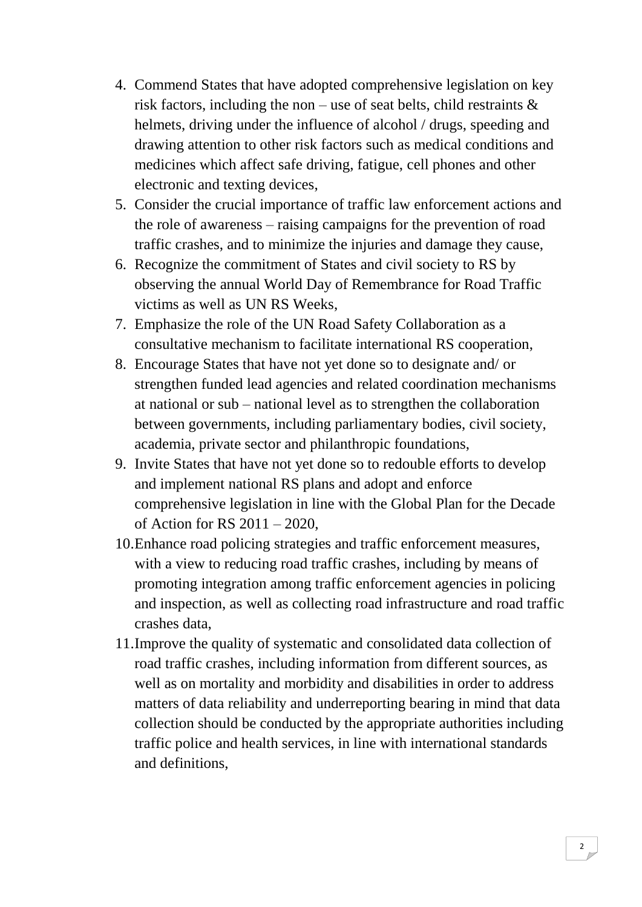4. Commend States that have adopted comprehensive legislation on key risk factors, including the non – use of seat belts, child restraints & helmets, driving under the influence of alcohol / drugs, speeding and drawing attention to other risk factors such as medical conditions and medicines which affect safe driving, fatigue, cell phones and other electronic and texting devices,
5. Consider the crucial importance of traffic law enforcement actions and the role of awareness – raising campaigns for the prevention of road traffic crashes, and to minimize the injuries and damage they cause,
6. Recognize the commitment of States and civil society to RS by observing the annual World Day of Remembrance for Road Traffic victims as well as UN RS Weeks,
7. Emphasize the role of the UN Road Safety Collaboration as a consultative mechanism to facilitate international RS cooperation,
8. Encourage States that have not yet done so to designate and/ or strengthen funded lead agencies and related coordination mechanisms at national or sub – national level as to strengthen the collaboration between governments, including parliamentary bodies, civil society, academia, private sector and philanthropic foundations,
9. Invite States that have not yet done so to redouble efforts to develop and implement national RS plans and adopt and enforce comprehensive legislation in line with the Global Plan for the Decade of Action for RS 2011 – 2020,
10. Enhance road policing strategies and traffic enforcement measures, with a view to reducing road traffic crashes, including by means of promoting integration among traffic enforcement agencies in policing and inspection, as well as collecting road infrastructure and road traffic crashes data,
11. Improve the quality of systematic and consolidated data collection of road traffic crashes, including information from different sources, as well as on mortality and morbidity and disabilities in order to address matters of data reliability and underreporting bearing in mind that data collection should be conducted by the appropriate authorities including traffic police and health services, in line with international standards and definitions,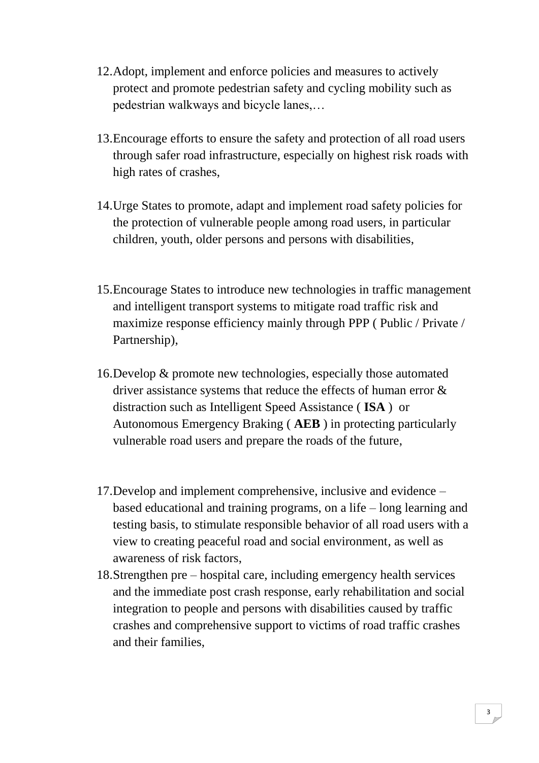12. Adopt, implement and enforce policies and measures to actively protect and promote pedestrian safety and cycling mobility such as pedestrian walkways and bicycle lanes,…

13. Encourage efforts to ensure the safety and protection of all road users through safer road infrastructure, especially on highest risk roads with high rates of crashes,

14. Urge States to promote, adapt and implement road safety policies for the protection of vulnerable people among road users, in particular children, youth, older persons and persons with disabilities,

15. Encourage States to introduce new technologies in traffic management and intelligent transport systems to mitigate road traffic risk and maximize response efficiency mainly through PPP ( Public / Private / Partnership),

16. Develop & promote new technologies, especially those automated driver assistance systems that reduce the effects of human error & distraction such as Intelligent Speed Assistance ( **ISA** ) or Autonomous Emergency Braking ( **AEB** ) in protecting particularly vulnerable road users and prepare the roads of the future,

17. Develop and implement comprehensive, inclusive and evidence – based educational and training programs, on a life – long learning and testing basis, to stimulate responsible behavior of all road users with a view to creating peaceful road and social environment, as well as awareness of risk factors,
18. Strengthen pre – hospital care, including emergency health services and the immediate post crash response, early rehabilitation and social integration to people and persons with disabilities caused by traffic crashes and comprehensive support to victims of road traffic crashes and their families,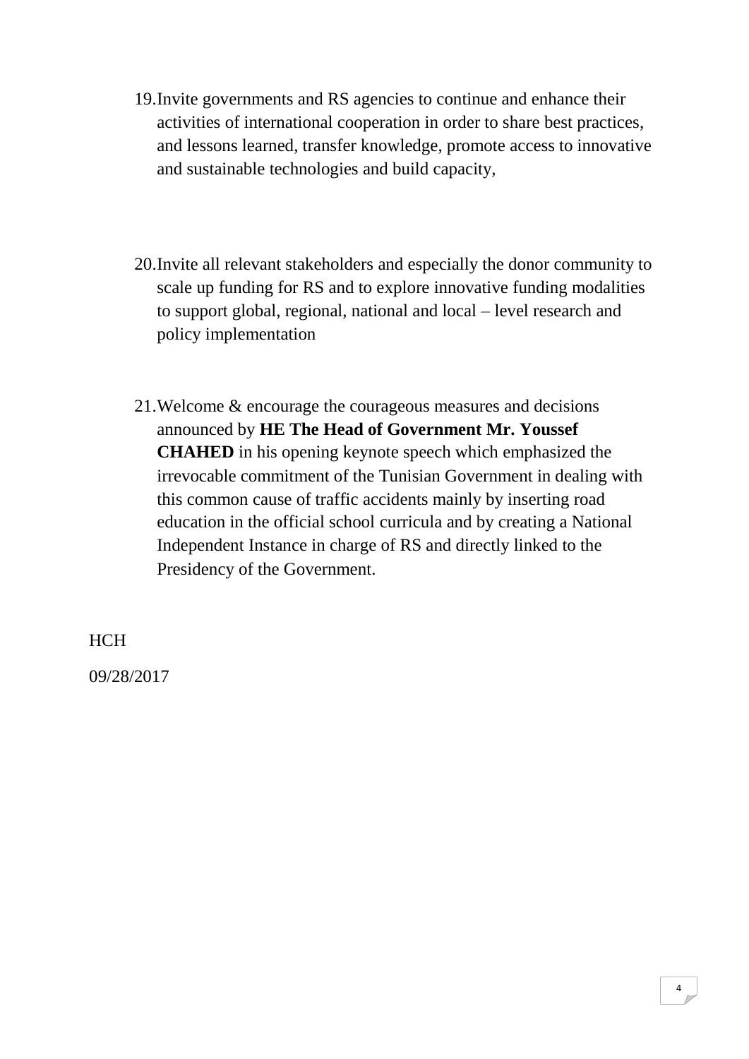19. Invite governments and RS agencies to continue and enhance their activities of international cooperation in order to share best practices, and lessons learned, transfer knowledge, promote access to innovative and sustainable technologies and build capacity,

20. Invite all relevant stakeholders and especially the donor community to scale up funding for RS and to explore innovative funding modalities to support global, regional, national and local – level research and policy implementation

21. Welcome & encourage the courageous measures and decisions announced by **HE The Head of Government Mr. Youssef CHAHED** in his opening keynote speech which emphasized the irrevocable commitment of the Tunisian Government in dealing with this common cause of traffic accidents mainly by inserting road education in the official school curricula and by creating a National Independent Instance in charge of RS and directly linked to the Presidency of the Government.

HCH

09/28/2017